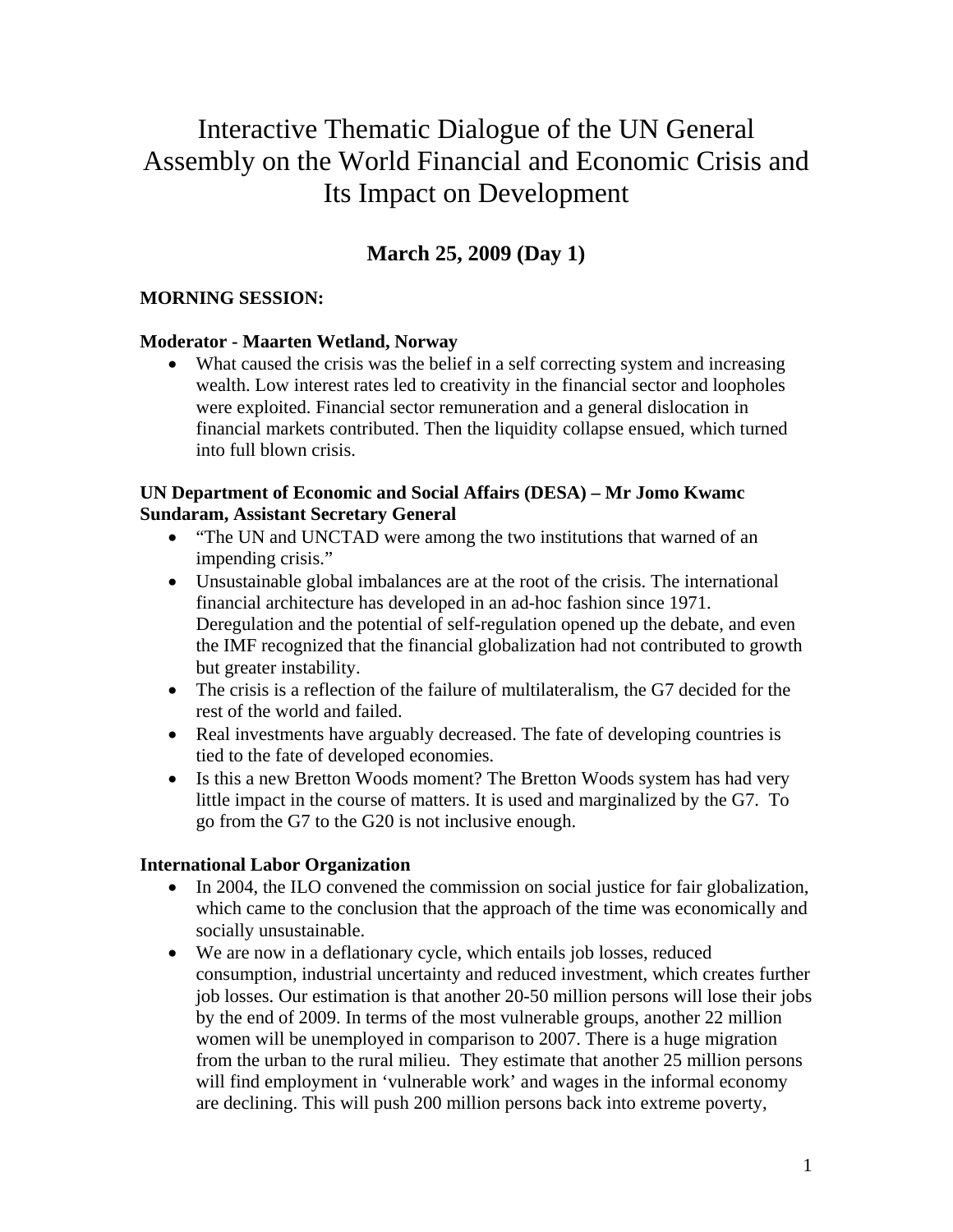# Interactive Thematic Dialogue of the UN General Assembly on the World Financial and Economic Crisis and Its Impact on Development

## March 25, 2009 (Day 1)

**MORNING SESSION:**

**Moderator - Maarten Wetland, Norway**

- What caused the crisis was the belief in a self correcting system and increasing wealth. Low interest rates led to creativity in the financial sector and loopholes were exploited. Financial sector remuneration and a general dislocation in financial markets contributed. Then the liquidity collapse ensued, which turned into full blown crisis.

**UN Department of Economic and Social Affairs (DESA) – Mr Jomo Kwamc Sundaram, Assistant Secretary General**

- "The UN and UNCTAD were among the two institutions that warned of an impending crisis."
- Unsustainable global imbalances are at the root of the crisis. The international financial architecture has developed in an ad-hoc fashion since 1971. Deregulation and the potential of self-regulation opened up the debate, and even the IMF recognized that the financial globalization had not contributed to growth but greater instability.
- The crisis is a reflection of the failure of multilateralism, the G7 decided for the rest of the world and failed.
- Real investments have arguably decreased. The fate of developing countries is tied to the fate of developed economies.
- Is this a new Bretton Woods moment? The Bretton Woods system has had very little impact in the course of matters. It is used and marginalized by the G7. To go from the G7 to the G20 is not inclusive enough.

**International Labor Organization**

- In 2004, the ILO convened the commission on social justice for fair globalization, which came to the conclusion that the approach of the time was economically and socially unsustainable.
- We are now in a deflationary cycle, which entails job losses, reduced consumption, industrial uncertainty and reduced investment, which creates further job losses. Our estimation is that another 20-50 million persons will lose their jobs by the end of 2009. In terms of the most vulnerable groups, another 22 million women will be unemployed in comparison to 2007. There is a huge migration from the urban to the rural milieu. They estimate that another 25 million persons will find employment in 'vulnerable work' and wages in the informal economy are declining. This will push 200 million persons back into extreme poverty,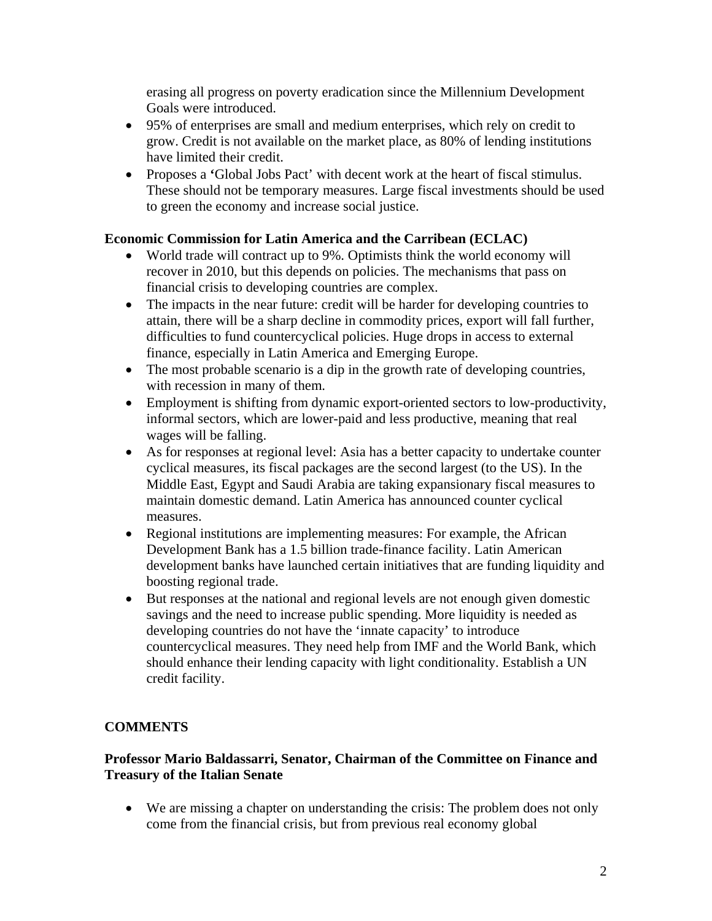erasing all progress on poverty eradication since the Millennium Development Goals were introduced.

- 95% of enterprises are small and medium enterprises, which rely on credit to grow. Credit is not available on the market place, as 80% of lending institutions have limited their credit.
- Proposes a 'Global Jobs Pact' with decent work at the heart of fiscal stimulus. These should not be temporary measures. Large fiscal investments should be used to green the economy and increase social justice.

**Economic Commission for Latin America and the Carribean (ECLAC)**

- World trade will contract up to 9%. Optimists think the world economy will recover in 2010, but this depends on policies. The mechanisms that pass on financial crisis to developing countries are complex.
- The impacts in the near future: credit will be harder for developing countries to attain, there will be a sharp decline in commodity prices, export will fall further, difficulties to fund countercyclical policies. Huge drops in access to external finance, especially in Latin America and Emerging Europe.
- The most probable scenario is a dip in the growth rate of developing countries, with recession in many of them.
- Employment is shifting from dynamic export-oriented sectors to low-productivity, informal sectors, which are lower-paid and less productive, meaning that real wages will be falling.
- As for responses at regional level: Asia has a better capacity to undertake counter cyclical measures, its fiscal packages are the second largest (to the US). In the Middle East, Egypt and Saudi Arabia are taking expansionary fiscal measures to maintain domestic demand. Latin America has announced counter cyclical measures.
- Regional institutions are implementing measures: For example, the African Development Bank has a 1.5 billion trade-finance facility. Latin American development banks have launched certain initiatives that are funding liquidity and boosting regional trade.
- But responses at the national and regional levels are not enough given domestic savings and the need to increase public spending. More liquidity is needed as developing countries do not have the 'innate capacity' to introduce countercyclical measures. They need help from IMF and the World Bank, which should enhance their lending capacity with light conditionality. Establish a UN credit facility.

**COMMENTS**

**Professor Mario Baldassarri, Senator, Chairman of the Committee on Finance and Treasury of the Italian Senate**

- We are missing a chapter on understanding the crisis: The problem does not only come from the financial crisis, but from previous real economy global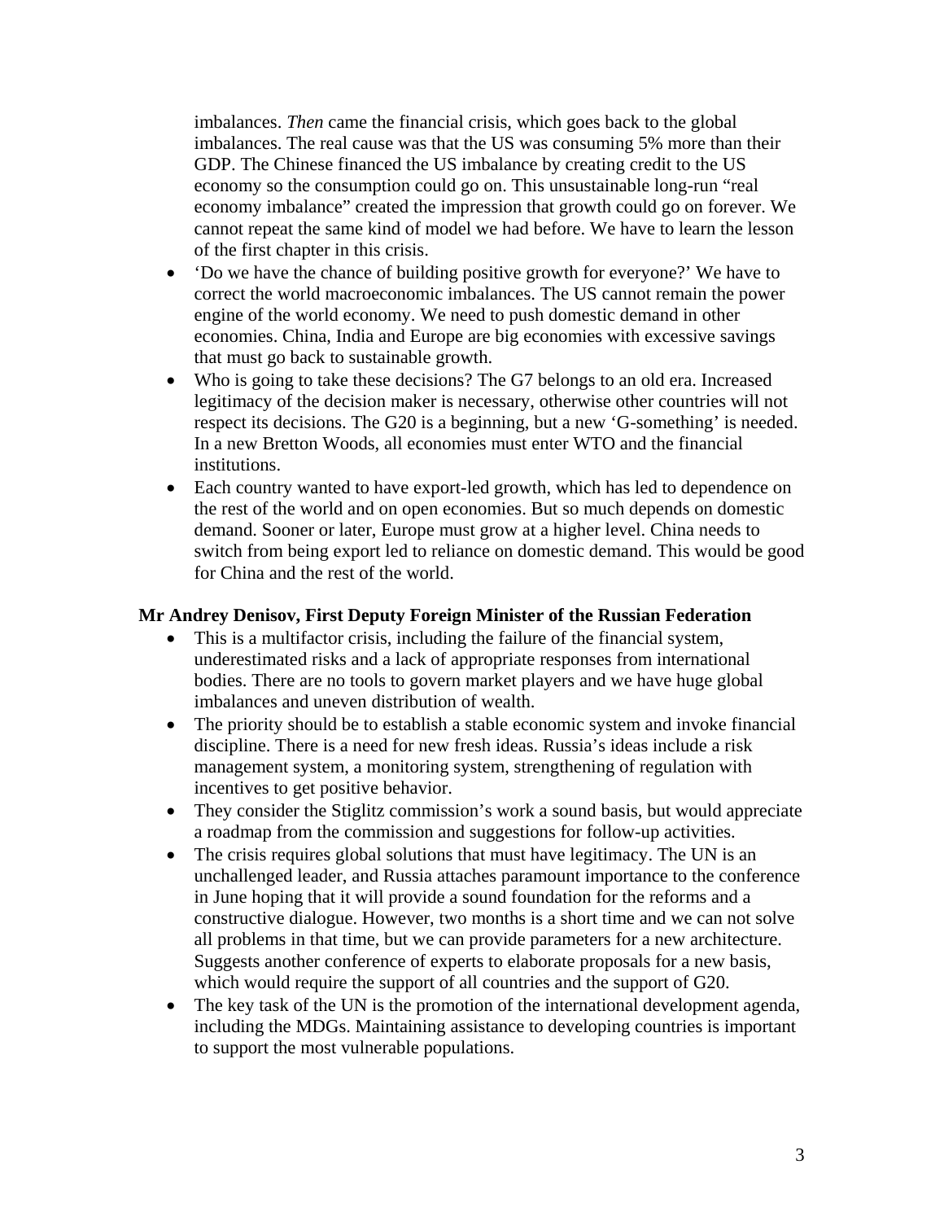imbalances. *Then* came the financial crisis, which goes back to the global imbalances. The real cause was that the US was consuming 5% more than their GDP. The Chinese financed the US imbalance by creating credit to the US economy so the consumption could go on. This unsustainable long-run "real economy imbalance" created the impression that growth could go on forever. We cannot repeat the same kind of model we had before. We have to learn the lesson of the first chapter in this crisis.

- 'Do we have the chance of building positive growth for everyone?' We have to correct the world macroeconomic imbalances. The US cannot remain the power engine of the world economy. We need to push domestic demand in other economies. China, India and Europe are big economies with excessive savings that must go back to sustainable growth.
- Who is going to take these decisions? The G7 belongs to an old era. Increased legitimacy of the decision maker is necessary, otherwise other countries will not respect its decisions. The G20 is a beginning, but a new 'G-something' is needed. In a new Bretton Woods, all economies must enter WTO and the financial institutions.
- Each country wanted to have export-led growth, which has led to dependence on the rest of the world and on open economies. But so much depends on domestic demand. Sooner or later, Europe must grow at a higher level. China needs to switch from being export led to reliance on domestic demand. This would be good for China and the rest of the world.

**Mr Andrey Denisov, First Deputy Foreign Minister of the Russian Federation**

- This is a multifactor crisis, including the failure of the financial system, underestimated risks and a lack of appropriate responses from international bodies. There are no tools to govern market players and we have huge global imbalances and uneven distribution of wealth.
- The priority should be to establish a stable economic system and invoke financial discipline. There is a need for new fresh ideas. Russia's ideas include a risk management system, a monitoring system, strengthening of regulation with incentives to get positive behavior.
- They consider the Stiglitz commission's work a sound basis, but would appreciate a roadmap from the commission and suggestions for follow-up activities.
- The crisis requires global solutions that must have legitimacy. The UN is an unchallenged leader, and Russia attaches paramount importance to the conference in June hoping that it will provide a sound foundation for the reforms and a constructive dialogue. However, two months is a short time and we can not solve all problems in that time, but we can provide parameters for a new architecture. Suggests another conference of experts to elaborate proposals for a new basis, which would require the support of all countries and the support of G20.
- The key task of the UN is the promotion of the international development agenda, including the MDGs. Maintaining assistance to developing countries is important to support the most vulnerable populations.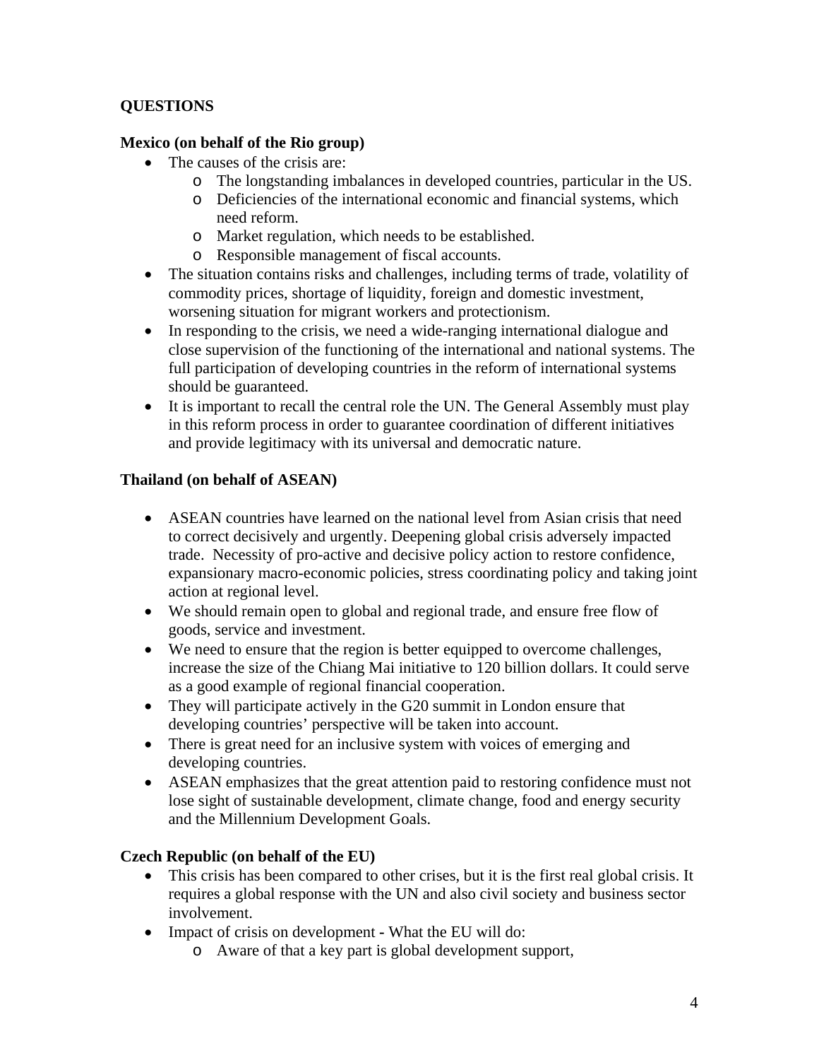**QUESTIONS**

**Mexico (on behalf of the Rio group)**

- The causes of the crisis are:
  - The longstanding imbalances in developed countries, particular in the US.
  - Deficiencies of the international economic and financial systems, which need reform.
  - Market regulation, which needs to be established.
  - Responsible management of fiscal accounts.
- The situation contains risks and challenges, including terms of trade, volatility of commodity prices, shortage of liquidity, foreign and domestic investment, worsening situation for migrant workers and protectionism.
- In responding to the crisis, we need a wide-ranging international dialogue and close supervision of the functioning of the international and national systems. The full participation of developing countries in the reform of international systems should be guaranteed.
- It is important to recall the central role the UN. The General Assembly must play in this reform process in order to guarantee coordination of different initiatives and provide legitimacy with its universal and democratic nature.

**Thailand (on behalf of ASEAN)**

- ASEAN countries have learned on the national level from Asian crisis that need to correct decisively and urgently. Deepening global crisis adversely impacted trade. Necessity of pro-active and decisive policy action to restore confidence, expansionary macro-economic policies, stress coordinating policy and taking joint action at regional level.
- We should remain open to global and regional trade, and ensure free flow of goods, service and investment.
- We need to ensure that the region is better equipped to overcome challenges, increase the size of the Chiang Mai initiative to 120 billion dollars. It could serve as a good example of regional financial cooperation.
- They will participate actively in the G20 summit in London ensure that developing countries' perspective will be taken into account.
- There is great need for an inclusive system with voices of emerging and developing countries.
- ASEAN emphasizes that the great attention paid to restoring confidence must not lose sight of sustainable development, climate change, food and energy security and the Millennium Development Goals.

**Czech Republic (on behalf of the EU)**

- This crisis has been compared to other crises, but it is the first real global crisis. It requires a global response with the UN and also civil society and business sector involvement.
- Impact of crisis on development - What the EU will do:
  - Aware of that a key part is global development support,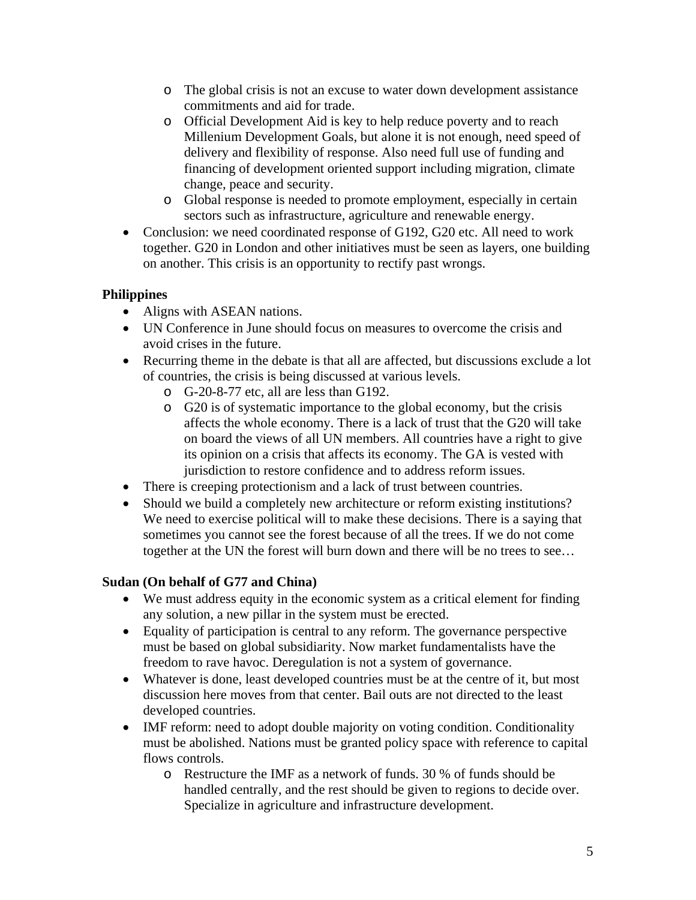- The global crisis is not an excuse to water down development assistance commitments and aid for trade.
  - Official Development Aid is key to help reduce poverty and to reach Millenium Development Goals, but alone it is not enough, need speed of delivery and flexibility of response. Also need full use of funding and financing of development oriented support including migration, climate change, peace and security.
  - Global response is needed to promote employment, especially in certain sectors such as infrastructure, agriculture and renewable energy.
- Conclusion: we need coordinated response of G192, G20 etc. All need to work together. G20 in London and other initiatives must be seen as layers, one building on another. This crisis is an opportunity to rectify past wrongs.

**Philippines**

- Aligns with ASEAN nations.
- UN Conference in June should focus on measures to overcome the crisis and avoid crises in the future.
- Recurring theme in the debate is that all are affected, but discussions exclude a lot of countries, the crisis is being discussed at various levels.
  - G-20-8-77 etc, all are less than G192.
  - G20 is of systematic importance to the global economy, but the crisis affects the whole economy. There is a lack of trust that the G20 will take on board the views of all UN members. All countries have a right to give its opinion on a crisis that affects its economy. The GA is vested with jurisdiction to restore confidence and to address reform issues.
- There is creeping protectionism and a lack of trust between countries.
- Should we build a completely new architecture or reform existing institutions? We need to exercise political will to make these decisions. There is a saying that sometimes you cannot see the forest because of all the trees. If we do not come together at the UN the forest will burn down and there will be no trees to see…

**Sudan (On behalf of G77 and China)**

- We must address equity in the economic system as a critical element for finding any solution, a new pillar in the system must be erected.
- Equality of participation is central to any reform. The governance perspective must be based on global subsidiarity. Now market fundamentalists have the freedom to rave havoc. Deregulation is not a system of governance.
- Whatever is done, least developed countries must be at the centre of it, but most discussion here moves from that center. Bail outs are not directed to the least developed countries.
- IMF reform: need to adopt double majority on voting condition. Conditionality must be abolished. Nations must be granted policy space with reference to capital flows controls.
  - Restructure the IMF as a network of funds. 30 % of funds should be handled centrally, and the rest should be given to regions to decide over. Specialize in agriculture and infrastructure development.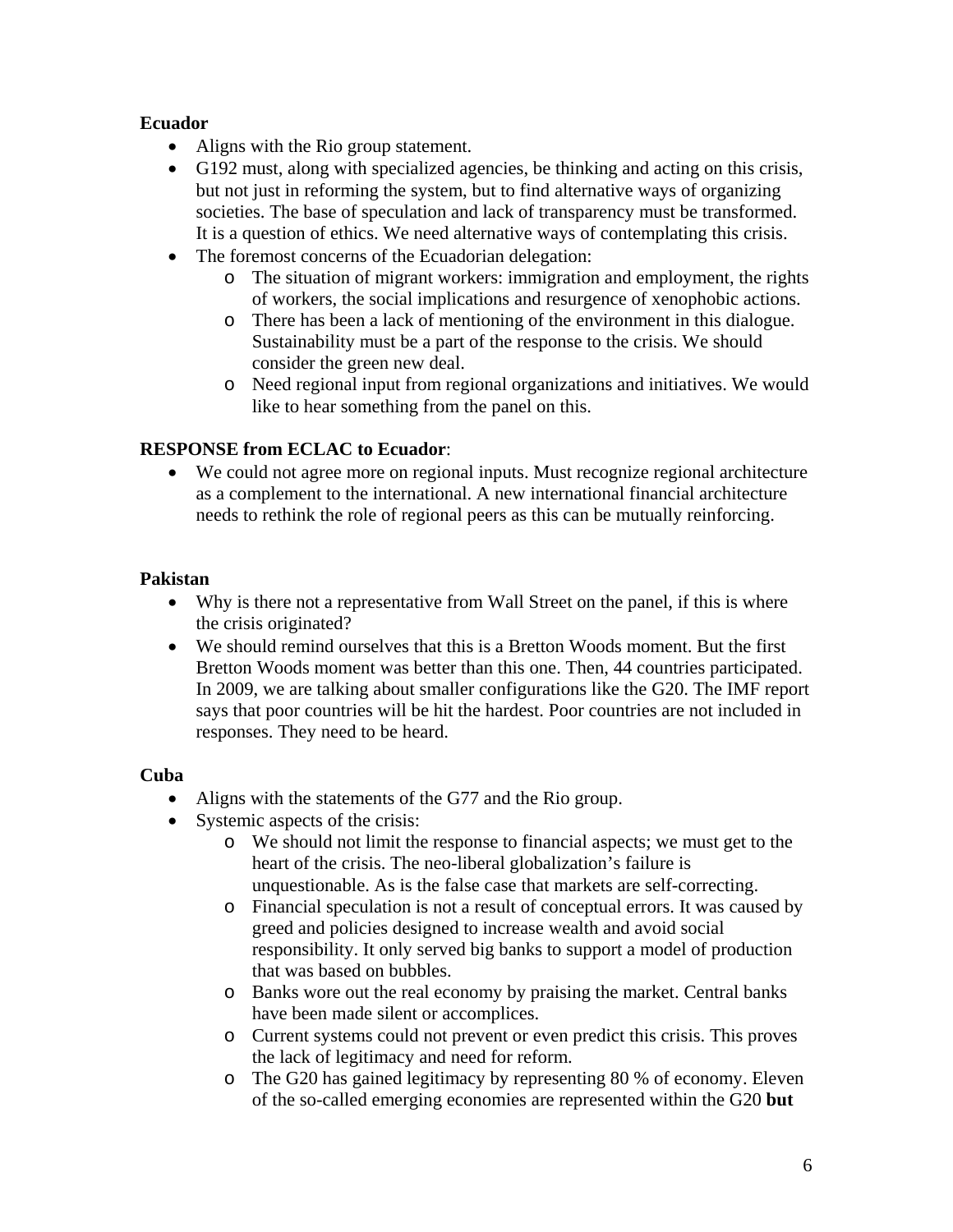**Ecuador**

- Aligns with the Rio group statement.
- G192 must, along with specialized agencies, be thinking and acting on this crisis, but not just in reforming the system, but to find alternative ways of organizing societies. The base of speculation and lack of transparency must be transformed. It is a question of ethics. We need alternative ways of contemplating this crisis.
- The foremost concerns of the Ecuadorian delegation:
  - The situation of migrant workers: immigration and employment, the rights of workers, the social implications and resurgence of xenophobic actions.
  - There has been a lack of mentioning of the environment in this dialogue. Sustainability must be a part of the response to the crisis. We should consider the green new deal.
  - Need regional input from regional organizations and initiatives. We would like to hear something from the panel on this.

**RESPONSE from ECLAC to Ecuador**:

- We could not agree more on regional inputs. Must recognize regional architecture as a complement to the international. A new international financial architecture needs to rethink the role of regional peers as this can be mutually reinforcing.

**Pakistan**

- Why is there not a representative from Wall Street on the panel, if this is where the crisis originated?
- We should remind ourselves that this is a Bretton Woods moment. But the first Bretton Woods moment was better than this one. Then, 44 countries participated. In 2009, we are talking about smaller configurations like the G20. The IMF report says that poor countries will be hit the hardest. Poor countries are not included in responses. They need to be heard.

**Cuba**

- Aligns with the statements of the G77 and the Rio group.
- Systemic aspects of the crisis:
  - We should not limit the response to financial aspects; we must get to the heart of the crisis. The neo-liberal globalization's failure is unquestionable. As is the false case that markets are self-correcting.
  - Financial speculation is not a result of conceptual errors. It was caused by greed and policies designed to increase wealth and avoid social responsibility. It only served big banks to support a model of production that was based on bubbles.
  - Banks wore out the real economy by praising the market. Central banks have been made silent or accomplices.
  - Current systems could not prevent or even predict this crisis. This proves the lack of legitimacy and need for reform.
  - The G20 has gained legitimacy by representing 80 % of economy. Eleven of the so-called emerging economies are represented within the G20 **but**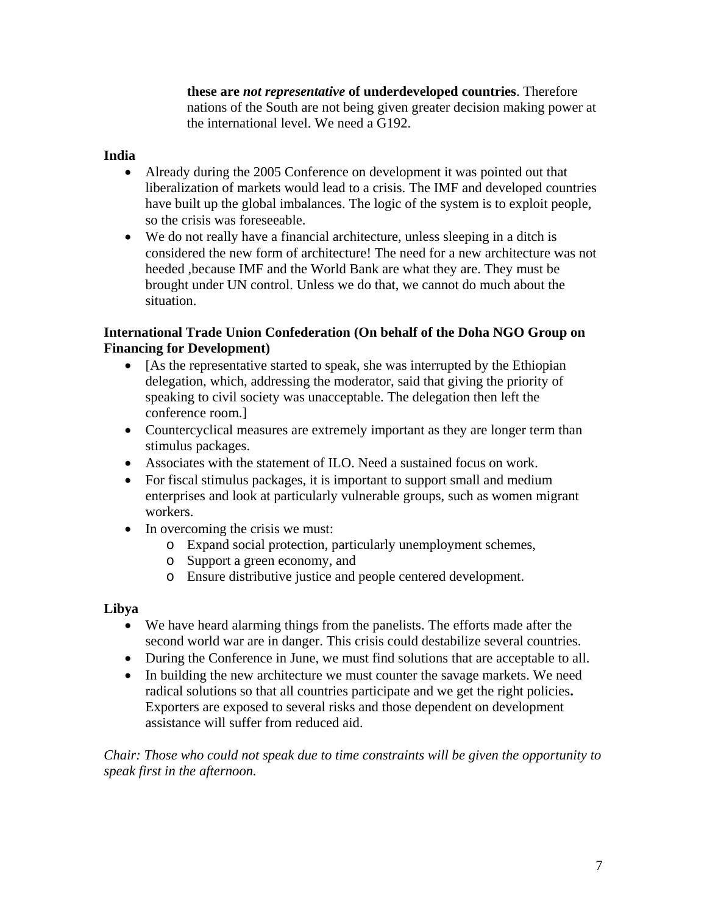**these are *not representative* of underdeveloped countries**. Therefore nations of the South are not being given greater decision making power at the international level. We need a G192.

**India**

- Already during the 2005 Conference on development it was pointed out that liberalization of markets would lead to a crisis. The IMF and developed countries have built up the global imbalances. The logic of the system is to exploit people, so the crisis was foreseeable.
- We do not really have a financial architecture, unless sleeping in a ditch is considered the new form of architecture! The need for a new architecture was not heeded ,because IMF and the World Bank are what they are. They must be brought under UN control. Unless we do that, we cannot do much about the situation.

**International Trade Union Confederation (On behalf of the Doha NGO Group on Financing for Development)**

- [As the representative started to speak, she was interrupted by the Ethiopian delegation, which, addressing the moderator, said that giving the priority of speaking to civil society was unacceptable. The delegation then left the conference room.]
- Countercyclical measures are extremely important as they are longer term than stimulus packages.
- Associates with the statement of ILO. Need a sustained focus on work.
- For fiscal stimulus packages, it is important to support small and medium enterprises and look at particularly vulnerable groups, such as women migrant workers.
- In overcoming the crisis we must:
  - Expand social protection, particularly unemployment schemes,
  - Support a green economy, and
  - Ensure distributive justice and people centered development.

**Libya**

- We have heard alarming things from the panelists. The efforts made after the second world war are in danger. This crisis could destabilize several countries.
- During the Conference in June, we must find solutions that are acceptable to all.
- In building the new architecture we must counter the savage markets. We need radical solutions so that all countries participate and we get the right policies**.** Exporters are exposed to several risks and those dependent on development assistance will suffer from reduced aid.

*Chair: Those who could not speak due to time constraints will be given the opportunity to speak first in the afternoon.*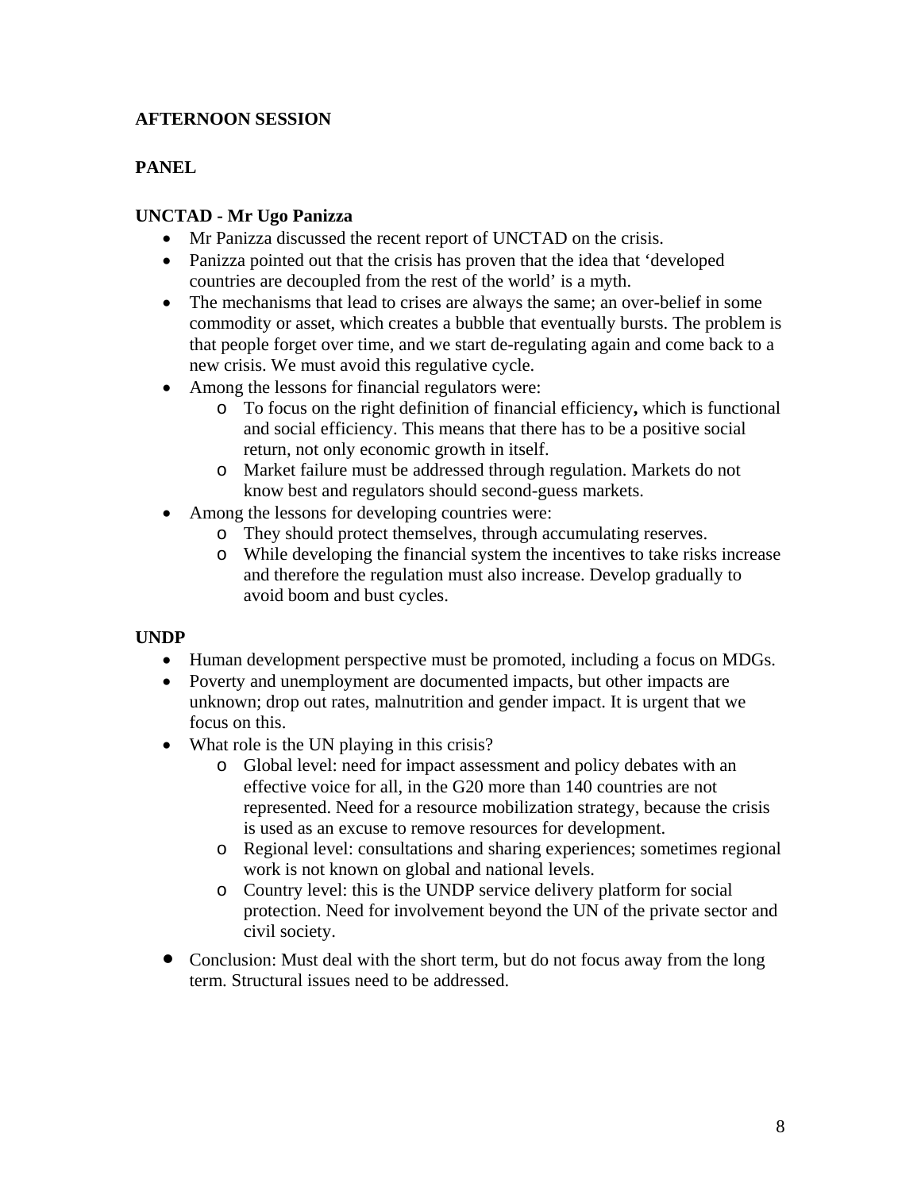**AFTERNOON SESSION**

**PANEL**

**UNCTAD - Mr Ugo Panizza**

- Mr Panizza discussed the recent report of UNCTAD on the crisis.
- Panizza pointed out that the crisis has proven that the idea that 'developed countries are decoupled from the rest of the world' is a myth.
- The mechanisms that lead to crises are always the same; an over-belief in some commodity or asset, which creates a bubble that eventually bursts. The problem is that people forget over time, and we start de-regulating again and come back to a new crisis. We must avoid this regulative cycle.
- Among the lessons for financial regulators were:
  - To focus on the right definition of financial efficiency**,** which is functional and social efficiency. This means that there has to be a positive social return, not only economic growth in itself.
  - Market failure must be addressed through regulation. Markets do not know best and regulators should second-guess markets.
- Among the lessons for developing countries were:
  - They should protect themselves, through accumulating reserves.
  - While developing the financial system the incentives to take risks increase and therefore the regulation must also increase. Develop gradually to avoid boom and bust cycles.

**UNDP**

- Human development perspective must be promoted, including a focus on MDGs.
- Poverty and unemployment are documented impacts, but other impacts are unknown; drop out rates, malnutrition and gender impact. It is urgent that we focus on this.
- What role is the UN playing in this crisis?
  - Global level: need for impact assessment and policy debates with an effective voice for all, in the G20 more than 140 countries are not represented. Need for a resource mobilization strategy, because the crisis is used as an excuse to remove resources for development.
  - Regional level: consultations and sharing experiences; sometimes regional work is not known on global and national levels.
  - Country level: this is the UNDP service delivery platform for social protection. Need for involvement beyond the UN of the private sector and civil society.
- Conclusion: Must deal with the short term, but do not focus away from the long term. Structural issues need to be addressed.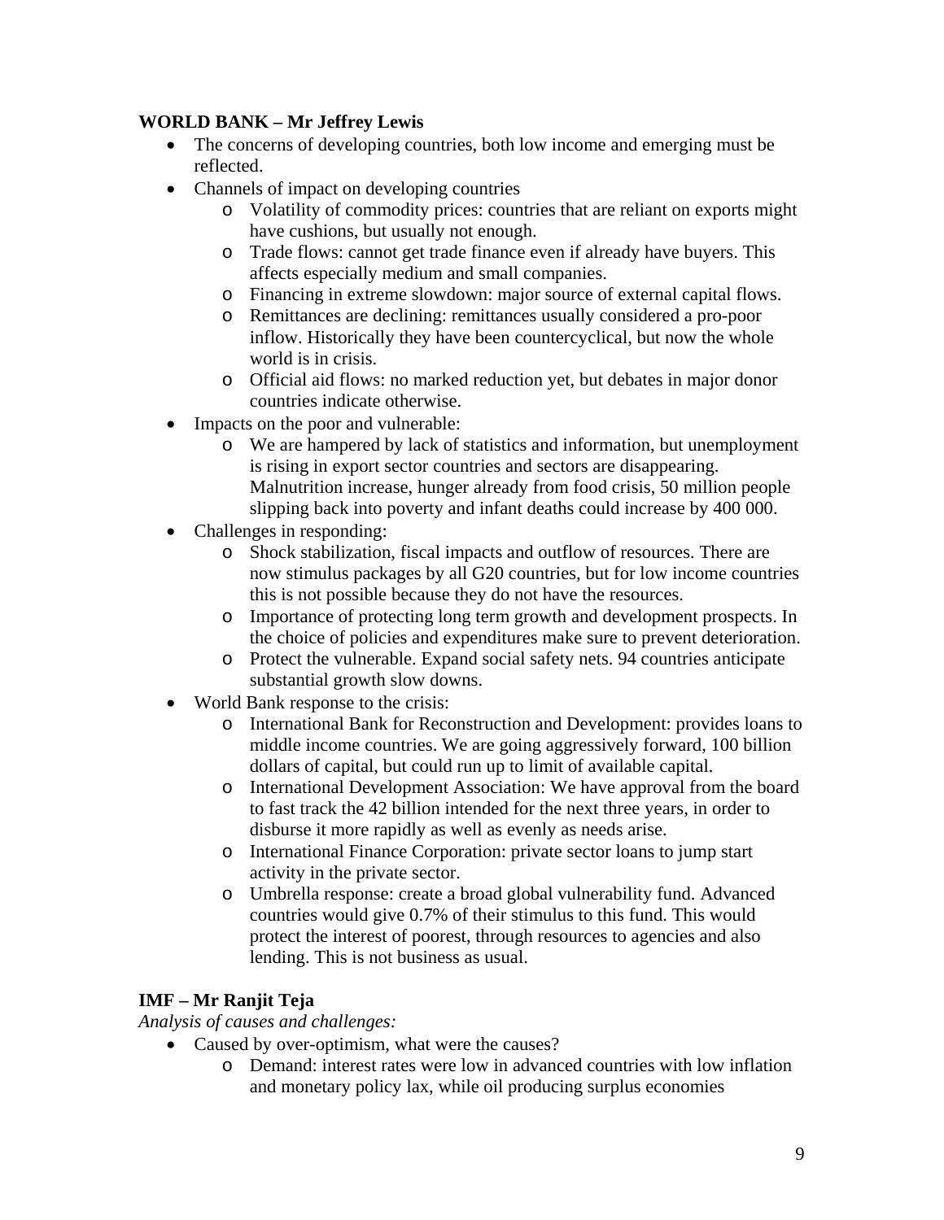**WORLD BANK – Mr Jeffrey Lewis**

- The concerns of developing countries, both low income and emerging must be reflected.
- Channels of impact on developing countries
    - Volatility of commodity prices: countries that are reliant on exports might have cushions, but usually not enough.
    - Trade flows: cannot get trade finance even if already have buyers. This affects especially medium and small companies.
    - Financing in extreme slowdown: major source of external capital flows.
    - Remittances are declining: remittances usually considered a pro-poor inflow. Historically they have been countercyclical, but now the whole world is in crisis.
    - Official aid flows: no marked reduction yet, but debates in major donor countries indicate otherwise.
- Impacts on the poor and vulnerable:
    - We are hampered by lack of statistics and information, but unemployment is rising in export sector countries and sectors are disappearing. Malnutrition increase, hunger already from food crisis, 50 million people slipping back into poverty and infant deaths could increase by 400 000.
- Challenges in responding:
    - Shock stabilization, fiscal impacts and outflow of resources. There are now stimulus packages by all G20 countries, but for low income countries this is not possible because they do not have the resources.
    - Importance of protecting long term growth and development prospects. In the choice of policies and expenditures make sure to prevent deterioration.
    - Protect the vulnerable. Expand social safety nets. 94 countries anticipate substantial growth slow downs.
- World Bank response to the crisis:
    - International Bank for Reconstruction and Development: provides loans to middle income countries. We are going aggressively forward, 100 billion dollars of capital, but could run up to limit of available capital.
    - International Development Association: We have approval from the board to fast track the 42 billion intended for the next three years, in order to disburse it more rapidly as well as evenly as needs arise.
    - International Finance Corporation: private sector loans to jump start activity in the private sector.
    - Umbrella response: create a broad global vulnerability fund. Advanced countries would give 0.7% of their stimulus to this fund. This would protect the interest of poorest, through resources to agencies and also lending. This is not business as usual.

**IMF – Mr Ranjit Teja**

*Analysis of causes and challenges:*

- Caused by over-optimism, what were the causes?
    - Demand: interest rates were low in advanced countries with low inflation and monetary policy lax, while oil producing surplus economies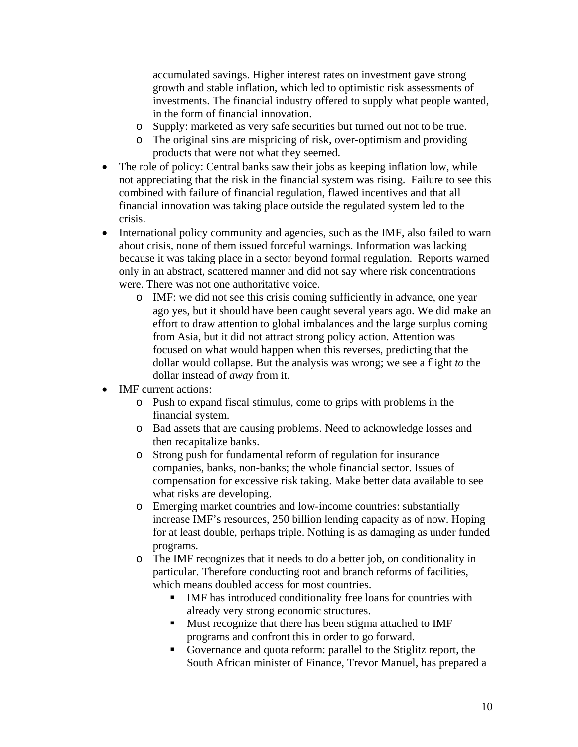accumulated savings. Higher interest rates on investment gave strong growth and stable inflation, which led to optimistic risk assessments of investments. The financial industry offered to supply what people wanted, in the form of financial innovation.
    - Supply: marketed as very safe securities but turned out not to be true.
    - The original sins are mispricing of risk, over-optimism and providing products that were not what they seemed.
- The role of policy: Central banks saw their jobs as keeping inflation low, while not appreciating that the risk in the financial system was rising. Failure to see this combined with failure of financial regulation, flawed incentives and that all financial innovation was taking place outside the regulated system led to the crisis.
- International policy community and agencies, such as the IMF, also failed to warn about crisis, none of them issued forceful warnings. Information was lacking because it was taking place in a sector beyond formal regulation. Reports warned only in an abstract, scattered manner and did not say where risk concentrations were. There was not one authoritative voice.
    - IMF: we did not see this crisis coming sufficiently in advance, one year ago yes, but it should have been caught several years ago. We did make an effort to draw attention to global imbalances and the large surplus coming from Asia, but it did not attract strong policy action. Attention was focused on what would happen when this reverses, predicting that the dollar would collapse. But the analysis was wrong; we see a flight *to* the dollar instead of *away* from it.
- IMF current actions:
    - Push to expand fiscal stimulus, come to grips with problems in the financial system.
    - Bad assets that are causing problems. Need to acknowledge losses and then recapitalize banks.
    - Strong push for fundamental reform of regulation for insurance companies, banks, non-banks; the whole financial sector. Issues of compensation for excessive risk taking. Make better data available to see what risks are developing.
    - Emerging market countries and low-income countries: substantially increase IMF's resources, 250 billion lending capacity as of now. Hoping for at least double, perhaps triple. Nothing is as damaging as under funded programs.
    - The IMF recognizes that it needs to do a better job, on conditionality in particular. Therefore conducting root and branch reforms of facilities, which means doubled access for most countries.
        - IMF has introduced conditionality free loans for countries with already very strong economic structures.
        - Must recognize that there has been stigma attached to IMF programs and confront this in order to go forward.
        - Governance and quota reform: parallel to the Stiglitz report, the South African minister of Finance, Trevor Manuel, has prepared a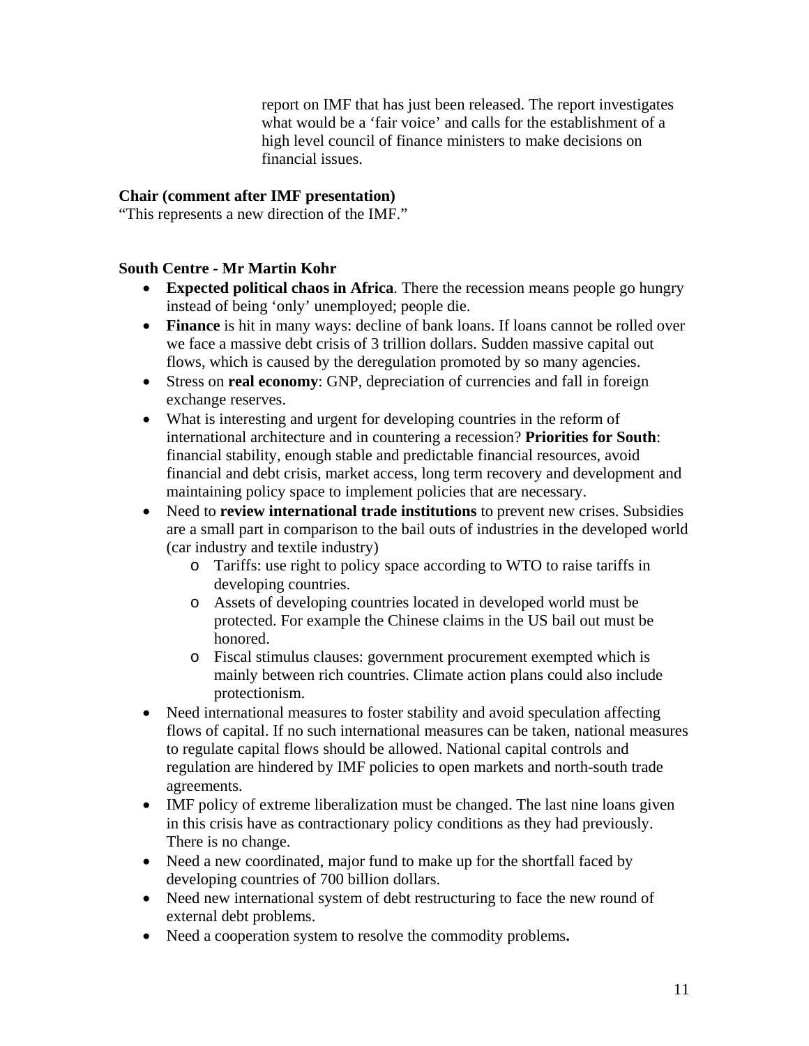report on IMF that has just been released. The report investigates what would be a 'fair voice' and calls for the establishment of a high level council of finance ministers to make decisions on financial issues.

**Chair (comment after IMF presentation)**
"This represents a new direction of the IMF."

**South Centre - Mr Martin Kohr**

- **Expected political chaos in Africa**. There the recession means people go hungry instead of being 'only' unemployed; people die.
- **Finance** is hit in many ways: decline of bank loans. If loans cannot be rolled over we face a massive debt crisis of 3 trillion dollars. Sudden massive capital out flows, which is caused by the deregulation promoted by so many agencies.
- Stress on **real economy**: GNP, depreciation of currencies and fall in foreign exchange reserves.
- What is interesting and urgent for developing countries in the reform of international architecture and in countering a recession? **Priorities for South**: financial stability, enough stable and predictable financial resources, avoid financial and debt crisis, market access, long term recovery and development and maintaining policy space to implement policies that are necessary.
- Need to **review international trade institutions** to prevent new crises. Subsidies are a small part in comparison to the bail outs of industries in the developed world (car industry and textile industry)
  - Tariffs: use right to policy space according to WTO to raise tariffs in developing countries.
  - Assets of developing countries located in developed world must be protected. For example the Chinese claims in the US bail out must be honored.
  - Fiscal stimulus clauses: government procurement exempted which is mainly between rich countries. Climate action plans could also include protectionism.
- Need international measures to foster stability and avoid speculation affecting flows of capital. If no such international measures can be taken, national measures to regulate capital flows should be allowed. National capital controls and regulation are hindered by IMF policies to open markets and north-south trade agreements.
- IMF policy of extreme liberalization must be changed. The last nine loans given in this crisis have as contractionary policy conditions as they had previously. There is no change.
- Need a new coordinated, major fund to make up for the shortfall faced by developing countries of 700 billion dollars.
- Need new international system of debt restructuring to face the new round of external debt problems.
- Need a cooperation system to resolve the commodity problems**.**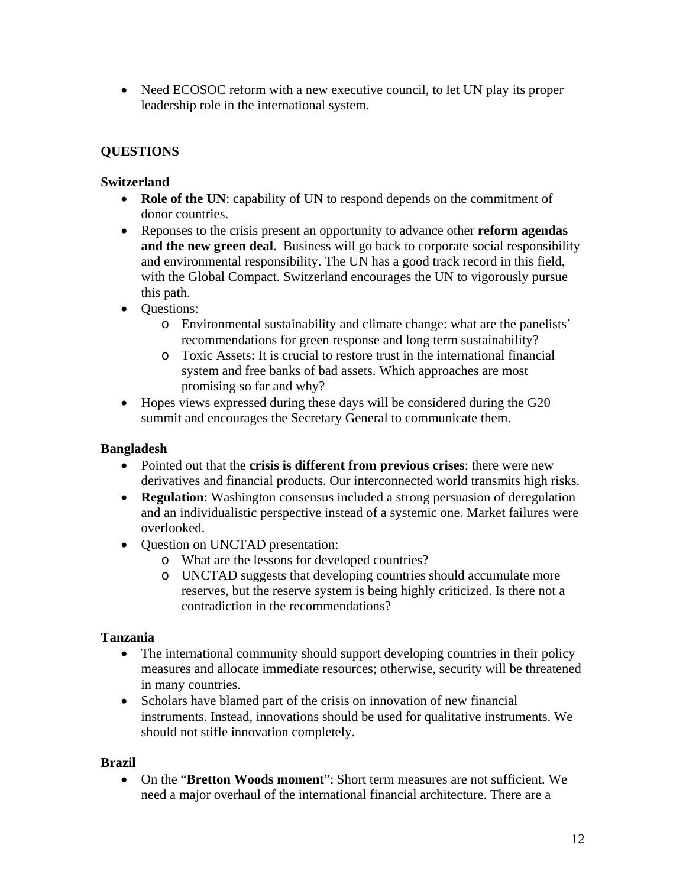- Need ECOSOC reform with a new executive council, to let UN play its proper leadership role in the international system.

## QUESTIONS

### Switzerland

- **Role of the UN**: capability of UN to respond depends on the commitment of donor countries.
- Reponses to the crisis present an opportunity to advance other **reform agendas and the new green deal**.  Business will go back to corporate social responsibility and environmental responsibility. The UN has a good track record in this field, with the Global Compact. Switzerland encourages the UN to vigorously pursue this path.
- Questions:
    - Environmental sustainability and climate change: what are the panelists' recommendations for green response and long term sustainability?
    - Toxic Assets: It is crucial to restore trust in the international financial system and free banks of bad assets. Which approaches are most promising so far and why?
- Hopes views expressed during these days will be considered during the G20 summit and encourages the Secretary General to communicate them.

### Bangladesh

- Pointed out that the **crisis is different from previous crises**: there were new derivatives and financial products. Our interconnected world transmits high risks.
- **Regulation**: Washington consensus included a strong persuasion of deregulation and an individualistic perspective instead of a systemic one. Market failures were overlooked.
- Question on UNCTAD presentation:
    - What are the lessons for developed countries?
    - UNCTAD suggests that developing countries should accumulate more reserves, but the reserve system is being highly criticized. Is there not a contradiction in the recommendations?

### Tanzania

- The international community should support developing countries in their policy measures and allocate immediate resources; otherwise, security will be threatened in many countries.
- Scholars have blamed part of the crisis on innovation of new financial instruments. Instead, innovations should be used for qualitative instruments. We should not stifle innovation completely.

### Brazil

- On the "**Bretton Woods moment**": Short term measures are not sufficient. We need a major overhaul of the international financial architecture. There are a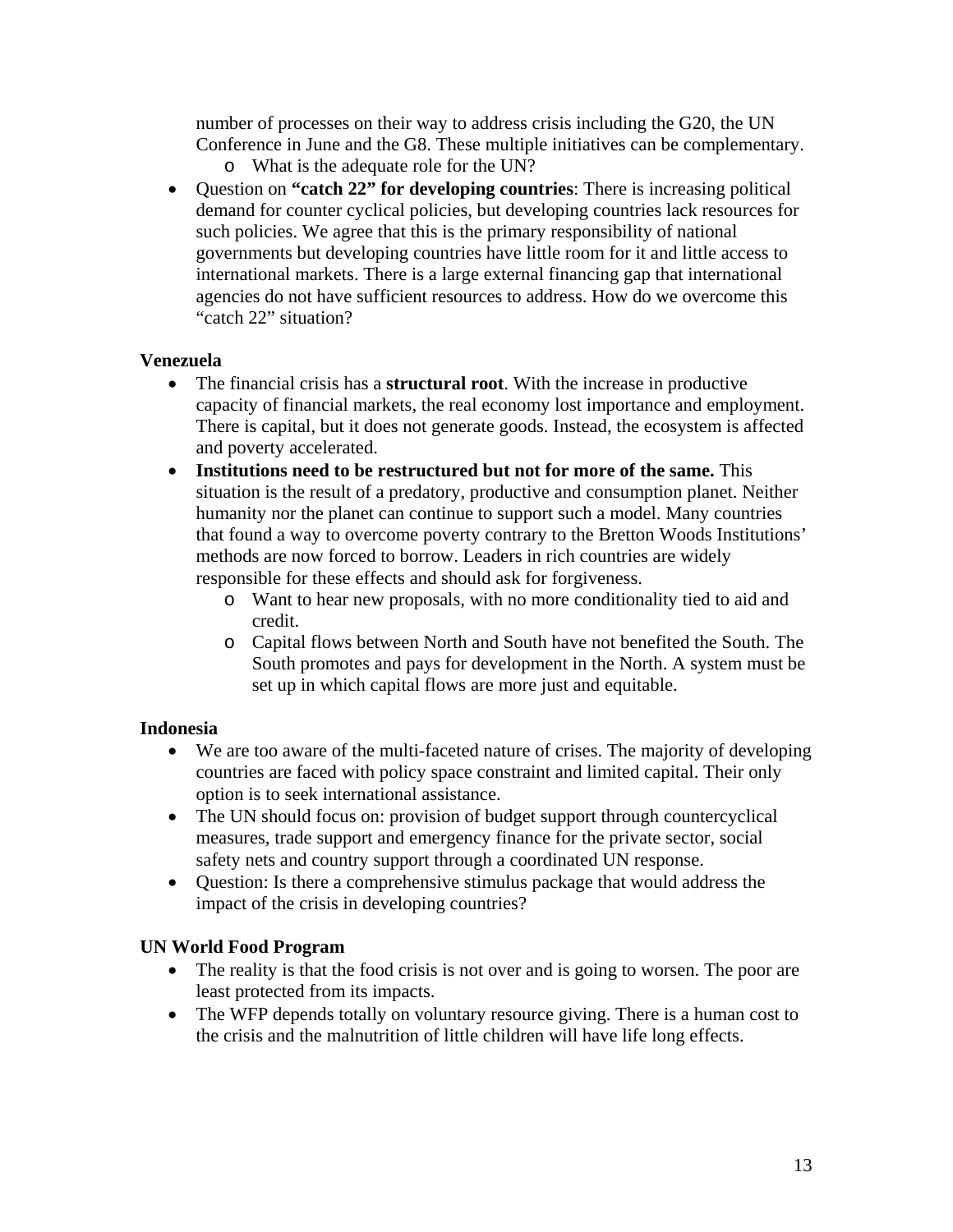number of processes on their way to address crisis including the G20, the UN Conference in June and the G8. These multiple initiatives can be complementary.
    - What is the adequate role for the UN?
- Question on **"catch 22" for developing countries**: There is increasing political demand for counter cyclical policies, but developing countries lack resources for such policies. We agree that this is the primary responsibility of national governments but developing countries have little room for it and little access to international markets. There is a large external financing gap that international agencies do not have sufficient resources to address. How do we overcome this "catch 22" situation?

**Venezuela**

- The financial crisis has a **structural root**. With the increase in productive capacity of financial markets, the real economy lost importance and employment. There is capital, but it does not generate goods. Instead, the ecosystem is affected and poverty accelerated.
- **Institutions need to be restructured but not for more of the same.** This situation is the result of a predatory, productive and consumption planet. Neither humanity nor the planet can continue to support such a model. Many countries that found a way to overcome poverty contrary to the Bretton Woods Institutions' methods are now forced to borrow. Leaders in rich countries are widely responsible for these effects and should ask for forgiveness.
    - Want to hear new proposals, with no more conditionality tied to aid and credit.
    - Capital flows between North and South have not benefited the South. The South promotes and pays for development in the North. A system must be set up in which capital flows are more just and equitable.

**Indonesia**

- We are too aware of the multi-faceted nature of crises. The majority of developing countries are faced with policy space constraint and limited capital. Their only option is to seek international assistance.
- The UN should focus on: provision of budget support through countercyclical measures, trade support and emergency finance for the private sector, social safety nets and country support through a coordinated UN response.
- Question: Is there a comprehensive stimulus package that would address the impact of the crisis in developing countries?

**UN World Food Program**

- The reality is that the food crisis is not over and is going to worsen. The poor are least protected from its impacts.
- The WFP depends totally on voluntary resource giving. There is a human cost to the crisis and the malnutrition of little children will have life long effects.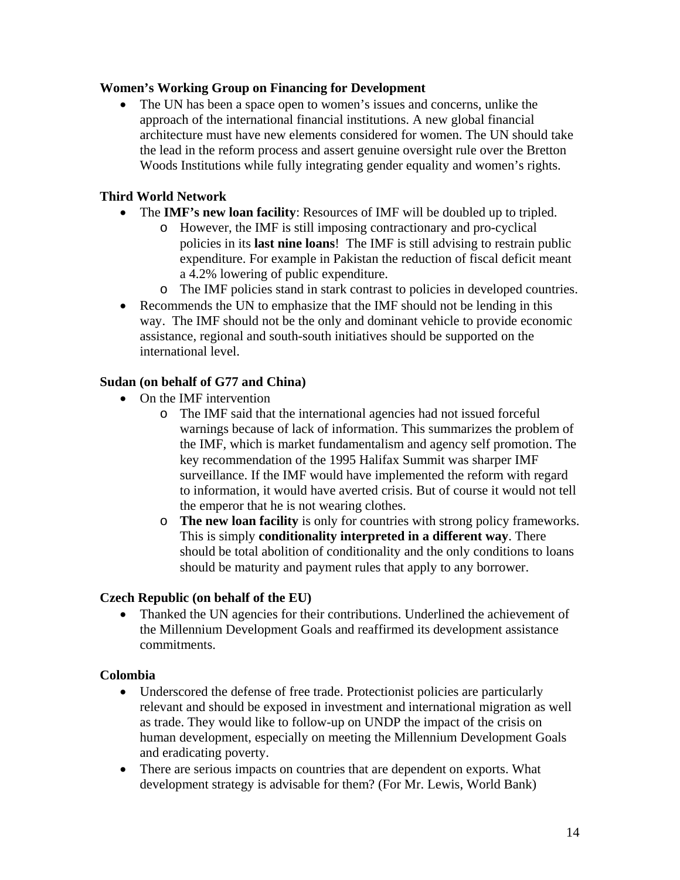**Women's Working Group on Financing for Development**

- The UN has been a space open to women's issues and concerns, unlike the approach of the international financial institutions. A new global financial architecture must have new elements considered for women. The UN should take the lead in the reform process and assert genuine oversight rule over the Bretton Woods Institutions while fully integrating gender equality and women's rights.

**Third World Network**

- The **IMF's new loan facility**: Resources of IMF will be doubled up to tripled.
  - However, the IMF is still imposing contractionary and pro-cyclical policies in its **last nine loans**! The IMF is still advising to restrain public expenditure. For example in Pakistan the reduction of fiscal deficit meant a 4.2% lowering of public expenditure.
  - The IMF policies stand in stark contrast to policies in developed countries.
- Recommends the UN to emphasize that the IMF should not be lending in this way. The IMF should not be the only and dominant vehicle to provide economic assistance, regional and south-south initiatives should be supported on the international level.

**Sudan (on behalf of G77 and China)**

- On the IMF intervention
  - The IMF said that the international agencies had not issued forceful warnings because of lack of information. This summarizes the problem of the IMF, which is market fundamentalism and agency self promotion. The key recommendation of the 1995 Halifax Summit was sharper IMF surveillance. If the IMF would have implemented the reform with regard to information, it would have averted crisis. But of course it would not tell the emperor that he is not wearing clothes.
  - **The new loan facility** is only for countries with strong policy frameworks. This is simply **conditionality interpreted in a different way**. There should be total abolition of conditionality and the only conditions to loans should be maturity and payment rules that apply to any borrower.

**Czech Republic (on behalf of the EU)**

- Thanked the UN agencies for their contributions. Underlined the achievement of the Millennium Development Goals and reaffirmed its development assistance commitments.

**Colombia**

- Underscored the defense of free trade. Protectionist policies are particularly relevant and should be exposed in investment and international migration as well as trade. They would like to follow-up on UNDP the impact of the crisis on human development, especially on meeting the Millennium Development Goals and eradicating poverty.
- There are serious impacts on countries that are dependent on exports. What development strategy is advisable for them? (For Mr. Lewis, World Bank)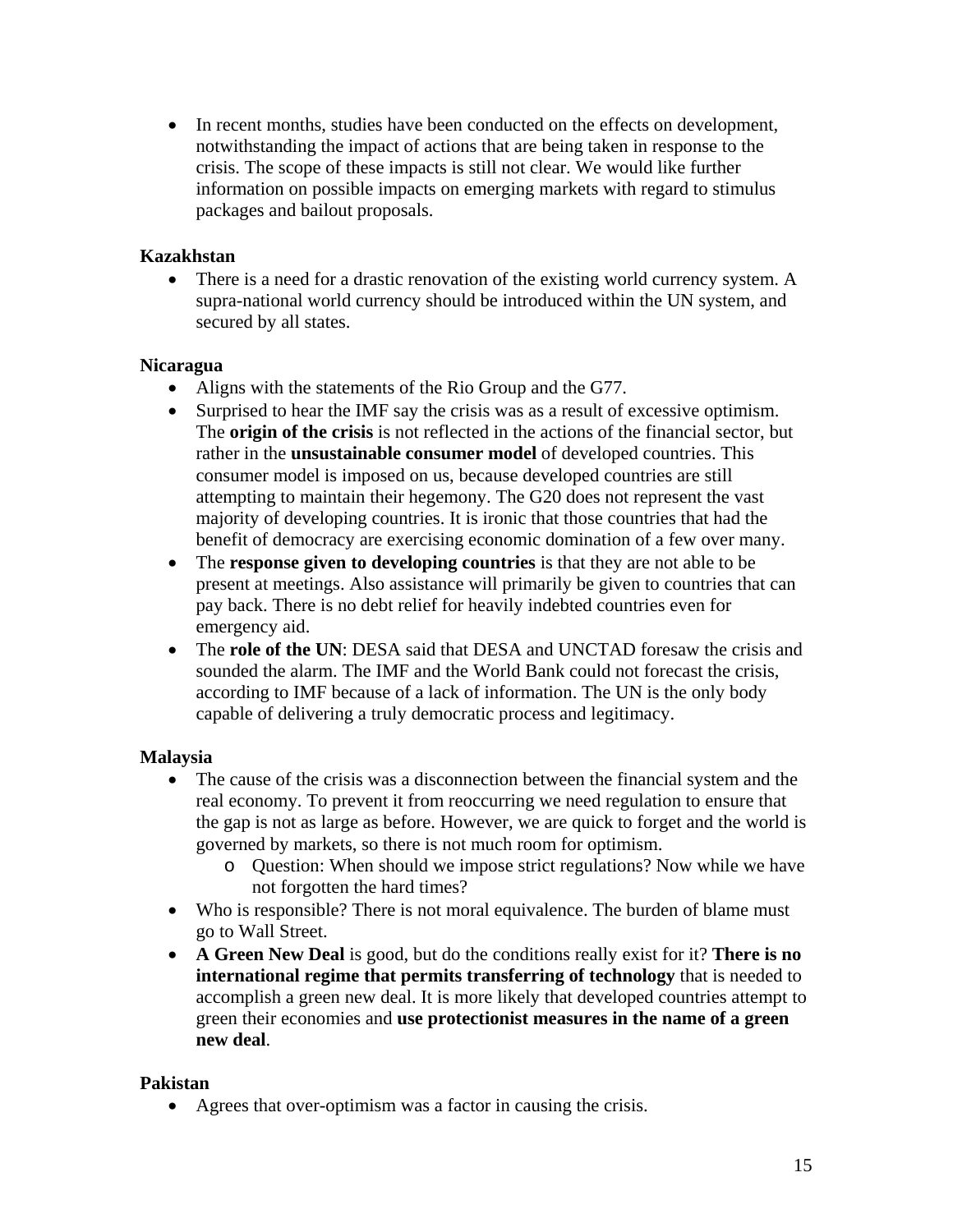- In recent months, studies have been conducted on the effects on development, notwithstanding the impact of actions that are being taken in response to the crisis. The scope of these impacts is still not clear. We would like further information on possible impacts on emerging markets with regard to stimulus packages and bailout proposals.

**Kazakhstan**

- There is a need for a drastic renovation of the existing world currency system. A supra-national world currency should be introduced within the UN system, and secured by all states.

**Nicaragua**

- Aligns with the statements of the Rio Group and the G77.
- Surprised to hear the IMF say the crisis was as a result of excessive optimism. The **origin of the crisis** is not reflected in the actions of the financial sector, but rather in the **unsustainable consumer model** of developed countries. This consumer model is imposed on us, because developed countries are still attempting to maintain their hegemony. The G20 does not represent the vast majority of developing countries. It is ironic that those countries that had the benefit of democracy are exercising economic domination of a few over many.
- The **response given to developing countries** is that they are not able to be present at meetings. Also assistance will primarily be given to countries that can pay back. There is no debt relief for heavily indebted countries even for emergency aid.
- The **role of the UN**: DESA said that DESA and UNCTAD foresaw the crisis and sounded the alarm. The IMF and the World Bank could not forecast the crisis, according to IMF because of a lack of information. The UN is the only body capable of delivering a truly democratic process and legitimacy.

**Malaysia**

- The cause of the crisis was a disconnection between the financial system and the real economy. To prevent it from reoccurring we need regulation to ensure that the gap is not as large as before. However, we are quick to forget and the world is governed by markets, so there is not much room for optimism.
  - Question: When should we impose strict regulations? Now while we have not forgotten the hard times?
- Who is responsible? There is not moral equivalence. The burden of blame must go to Wall Street.
- **A Green New Deal** is good, but do the conditions really exist for it? **There is no international regime that permits transferring of technology** that is needed to accomplish a green new deal. It is more likely that developed countries attempt to green their economies and **use protectionist measures in the name of a green new deal**.

**Pakistan**

- Agrees that over-optimism was a factor in causing the crisis.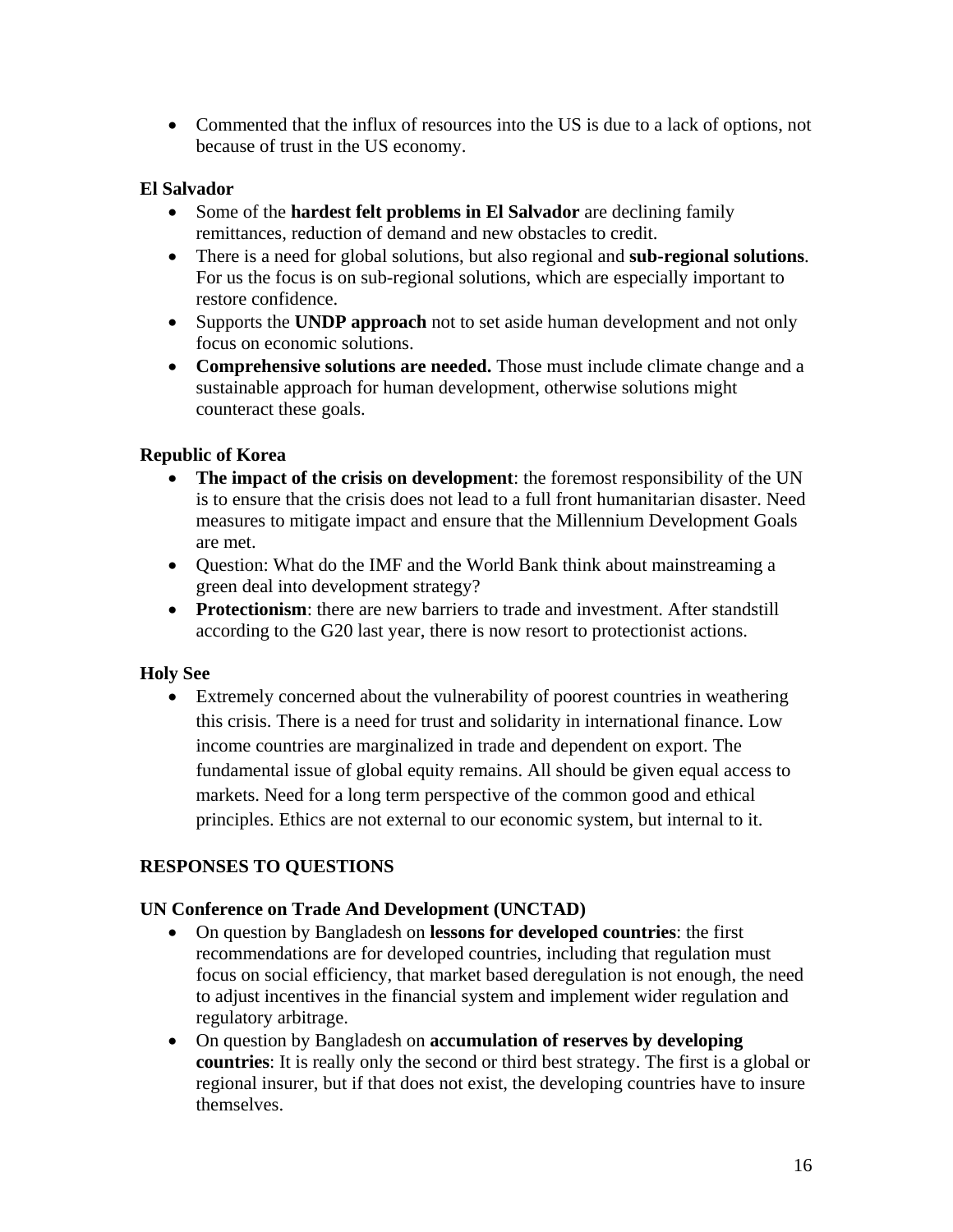- Commented that the influx of resources into the US is due to a lack of options, not because of trust in the US economy.

**El Salvador**

- Some of the **hardest felt problems in El Salvador** are declining family remittances, reduction of demand and new obstacles to credit.
- There is a need for global solutions, but also regional and **sub-regional solutions**. For us the focus is on sub-regional solutions, which are especially important to restore confidence.
- Supports the **UNDP approach** not to set aside human development and not only focus on economic solutions.
- **Comprehensive solutions are needed.** Those must include climate change and a sustainable approach for human development, otherwise solutions might counteract these goals.

**Republic of Korea**

- **The impact of the crisis on development**: the foremost responsibility of the UN is to ensure that the crisis does not lead to a full front humanitarian disaster. Need measures to mitigate impact and ensure that the Millennium Development Goals are met.
- Question: What do the IMF and the World Bank think about mainstreaming a green deal into development strategy?
- **Protectionism**: there are new barriers to trade and investment. After standstill according to the G20 last year, there is now resort to protectionist actions.

**Holy See**

- Extremely concerned about the vulnerability of poorest countries in weathering this crisis. There is a need for trust and solidarity in international finance. Low income countries are marginalized in trade and dependent on export. The fundamental issue of global equity remains. All should be given equal access to markets. Need for a long term perspective of the common good and ethical principles. Ethics are not external to our economic system, but internal to it.

## RESPONSES TO QUESTIONS

**UN Conference on Trade And Development (UNCTAD)**

- On question by Bangladesh on **lessons for developed countries**: the first recommendations are for developed countries, including that regulation must focus on social efficiency, that market based deregulation is not enough, the need to adjust incentives in the financial system and implement wider regulation and regulatory arbitrage.
- On question by Bangladesh on **accumulation of reserves by developing countries**: It is really only the second or third best strategy. The first is a global or regional insurer, but if that does not exist, the developing countries have to insure themselves.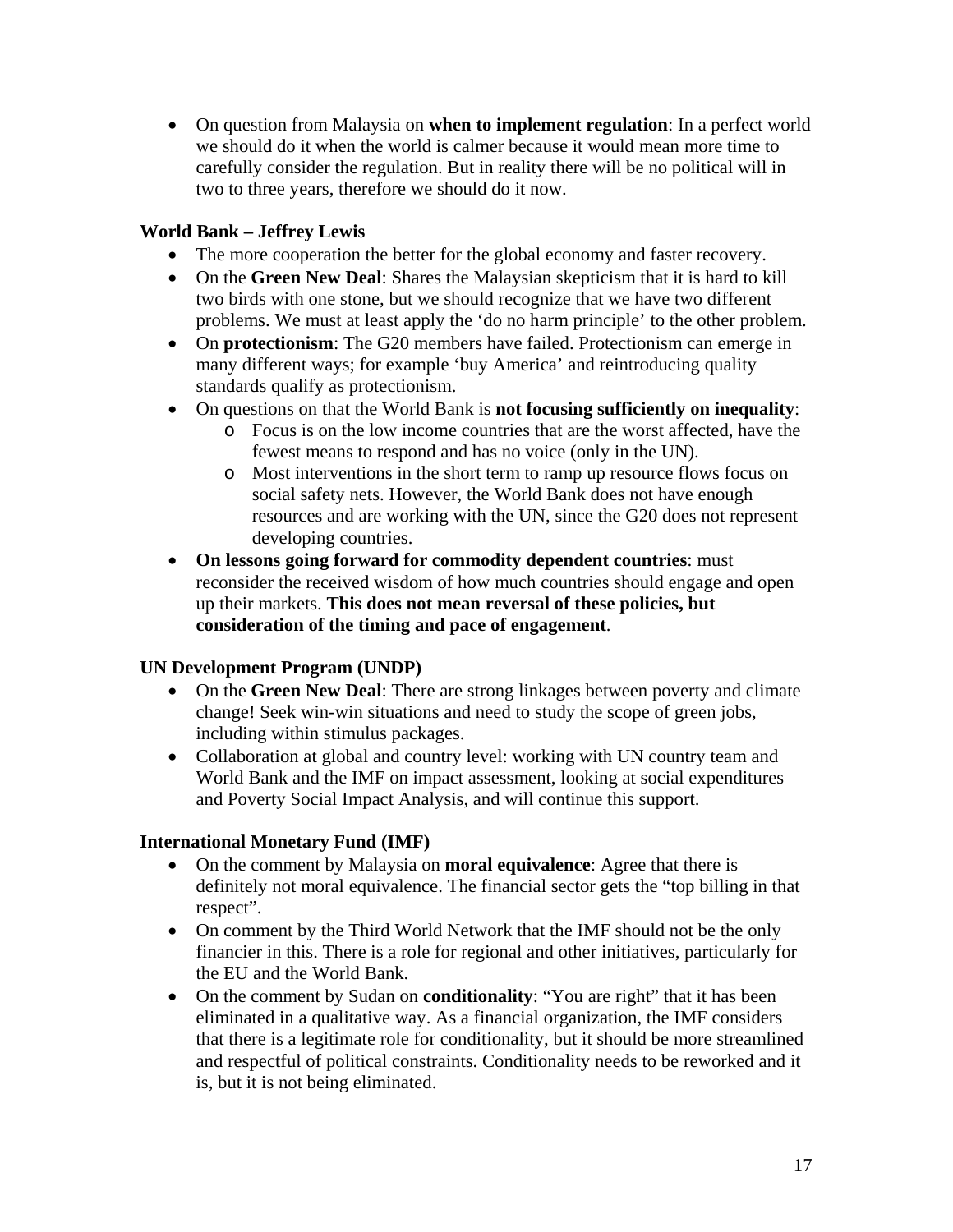- On question from Malaysia on **when to implement regulation**: In a perfect world we should do it when the world is calmer because it would mean more time to carefully consider the regulation. But in reality there will be no political will in two to three years, therefore we should do it now.

**World Bank – Jeffrey Lewis**

- The more cooperation the better for the global economy and faster recovery.
- On the **Green New Deal**: Shares the Malaysian skepticism that it is hard to kill two birds with one stone, but we should recognize that we have two different problems. We must at least apply the 'do no harm principle' to the other problem.
- On **protectionism**: The G20 members have failed. Protectionism can emerge in many different ways; for example 'buy America' and reintroducing quality standards qualify as protectionism.
- On questions on that the World Bank is **not focusing sufficiently on inequality**:
    - Focus is on the low income countries that are the worst affected, have the fewest means to respond and has no voice (only in the UN).
    - Most interventions in the short term to ramp up resource flows focus on social safety nets. However, the World Bank does not have enough resources and are working with the UN, since the G20 does not represent developing countries.
- **On lessons going forward for commodity dependent countries**: must reconsider the received wisdom of how much countries should engage and open up their markets. **This does not mean reversal of these policies, but consideration of the timing and pace of engagement**.

**UN Development Program (UNDP)**

- On the **Green New Deal**: There are strong linkages between poverty and climate change! Seek win-win situations and need to study the scope of green jobs, including within stimulus packages.
- Collaboration at global and country level: working with UN country team and World Bank and the IMF on impact assessment, looking at social expenditures and Poverty Social Impact Analysis, and will continue this support.

**International Monetary Fund (IMF)**

- On the comment by Malaysia on **moral equivalence**: Agree that there is definitely not moral equivalence. The financial sector gets the "top billing in that respect".
- On comment by the Third World Network that the IMF should not be the only financier in this. There is a role for regional and other initiatives, particularly for the EU and the World Bank.
- On the comment by Sudan on **conditionality**: "You are right" that it has been eliminated in a qualitative way. As a financial organization, the IMF considers that there is a legitimate role for conditionality, but it should be more streamlined and respectful of political constraints. Conditionality needs to be reworked and it is, but it is not being eliminated.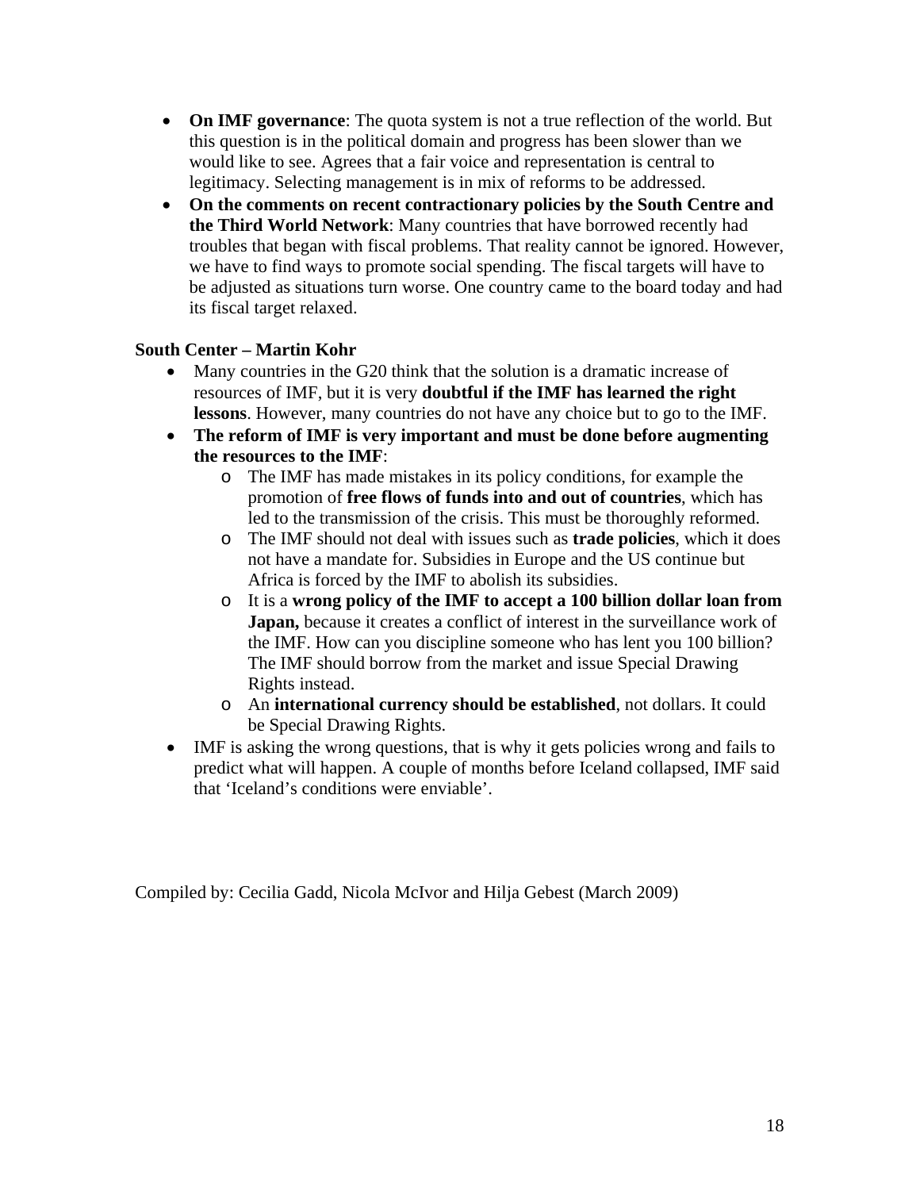- **On IMF governance**: The quota system is not a true reflection of the world. But this question is in the political domain and progress has been slower than we would like to see. Agrees that a fair voice and representation is central to legitimacy. Selecting management is in mix of reforms to be addressed.
- **On the comments on recent contractionary policies by the South Centre and the Third World Network**: Many countries that have borrowed recently had troubles that began with fiscal problems. That reality cannot be ignored. However, we have to find ways to promote social spending. The fiscal targets will have to be adjusted as situations turn worse. One country came to the board today and had its fiscal target relaxed.

**South Center – Martin Kohr**

- Many countries in the G20 think that the solution is a dramatic increase of resources of IMF, but it is very **doubtful if the IMF has learned the right lessons**. However, many countries do not have any choice but to go to the IMF.
- **The reform of IMF is very important and must be done before augmenting the resources to the IMF**:
  - The IMF has made mistakes in its policy conditions, for example the promotion of **free flows of funds into and out of countries**, which has led to the transmission of the crisis. This must be thoroughly reformed.
  - The IMF should not deal with issues such as **trade policies**, which it does not have a mandate for. Subsidies in Europe and the US continue but Africa is forced by the IMF to abolish its subsidies.
  - It is a **wrong policy of the IMF to accept a 100 billion dollar loan from Japan,** because it creates a conflict of interest in the surveillance work of the IMF. How can you discipline someone who has lent you 100 billion? The IMF should borrow from the market and issue Special Drawing Rights instead.
  - An **international currency should be established**, not dollars. It could be Special Drawing Rights.
- IMF is asking the wrong questions, that is why it gets policies wrong and fails to predict what will happen. A couple of months before Iceland collapsed, IMF said that 'Iceland's conditions were enviable'.

Compiled by: Cecilia Gadd, Nicola McIvor and Hilja Gebest (March 2009)